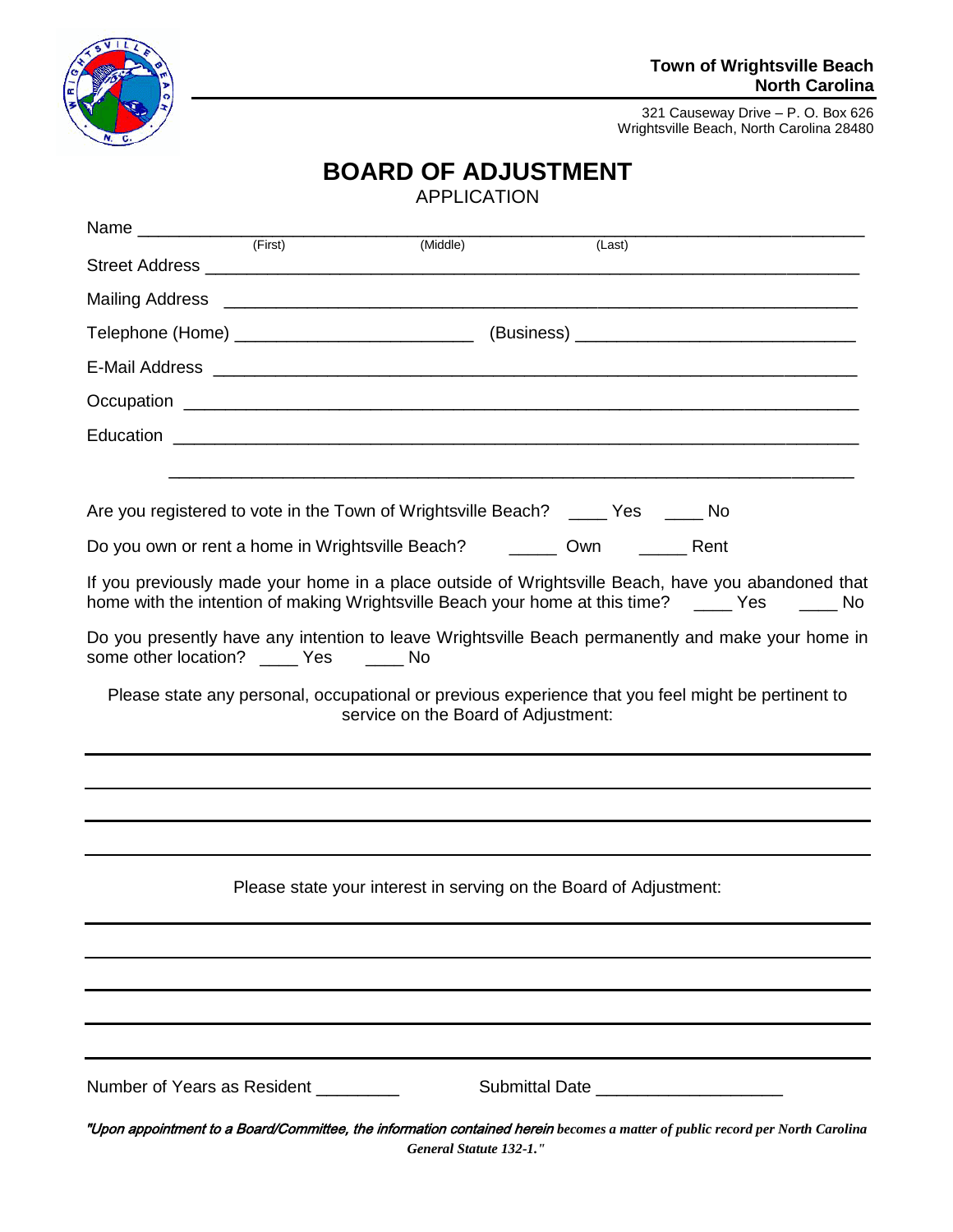**Town of Wrightsville Beach**
**North Carolina**

321 Causeway Drive – P. O. Box 626
Wrightsville Beach, North Carolina 28480

# BOARD OF ADJUSTMENT

APPLICATION

Name ________________________________________________________________
(First) (Middle) (Last)

Street Address ________________________________________________________

Mailing Address ______________________________________________________

Telephone (Home) ________________________ (Business) ___________________________

E-Mail Address ________________________________________________________

Occupation ___________________________________________________________

Education ____________________________________________________________

_____________________________________________________________________

Are you registered to vote in the Town of Wrightsville Beach? ____ Yes ____ No

Do you own or rent a home in Wrightsville Beach? _____ Own _____ Rent

If you previously made your home in a place outside of Wrightsville Beach, have you abandoned that home with the intention of making Wrightsville Beach your home at this time? ____ Yes ____ No

Do you presently have any intention to leave Wrightsville Beach permanently and make your home in some other location? ____ Yes ____ No

Please state any personal, occupational or previous experience that you feel might be pertinent to service on the Board of Adjustment:

_____________________________________________________________________

_____________________________________________________________________

_____________________________________________________________________

_____________________________________________________________________

Please state your interest in serving on the Board of Adjustment:

_____________________________________________________________________

_____________________________________________________________________

_____________________________________________________________________

_____________________________________________________________________

_____________________________________________________________________

Number of Years as Resident ________ Submittal Date ___________________

*"Upon appointment to a Board/Committee, the information contained herein becomes a matter of public record per North Carolina General Statute 132-1."*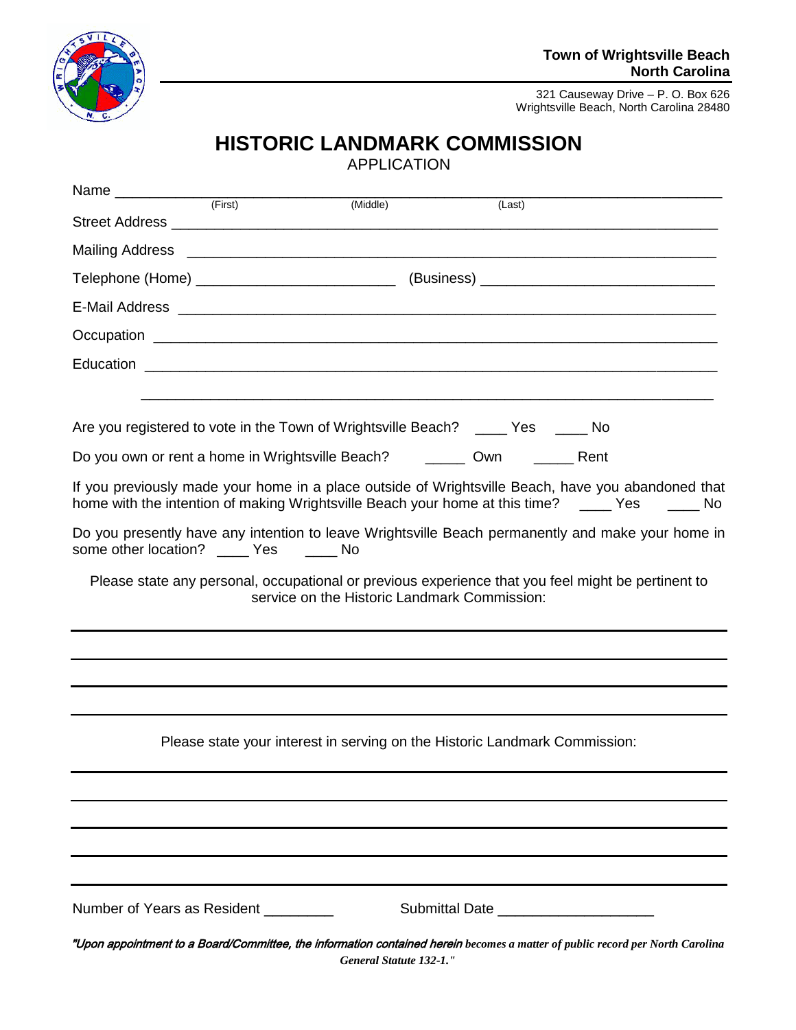**Town of Wrightsville Beach**
**North Carolina**

321 Causeway Drive – P. O. Box 626
Wrightsville Beach, North Carolina 28480

# HISTORIC LANDMARK COMMISSION

APPLICATION

Name ______________________________________________________________________
(First) (Middle) (Last)

Street Address ______________________________________________________________

Mailing Address _____________________________________________________________

Telephone (Home) ________________________ (Business) ___________________________

E-Mail Address ______________________________________________________________

Occupation _________________________________________________________________

Education __________________________________________________________________

__________________________________________________________________________

Are you registered to vote in the Town of Wrightsville Beach? ____ Yes ____ No

Do you own or rent a home in Wrightsville Beach? _____ Own _____ Rent

If you previously made your home in a place outside of Wrightsville Beach, have you abandoned that home with the intention of making Wrightsville Beach your home at this time? ____ Yes ____ No

Do you presently have any intention to leave Wrightsville Beach permanently and make your home in some other location? ____ Yes ____ No

Please state any personal, occupational or previous experience that you feel might be pertinent to service on the Historic Landmark Commission:

__________________________________________________________________________

__________________________________________________________________________

__________________________________________________________________________

__________________________________________________________________________

Please state your interest in serving on the Historic Landmark Commission:

__________________________________________________________________________

__________________________________________________________________________

__________________________________________________________________________

__________________________________________________________________________

__________________________________________________________________________

Number of Years as Resident ________ Submittal Date ___________________

*"Upon appointment to a Board/Committee, the information contained herein becomes a matter of public record per North Carolina General Statute 132-1."*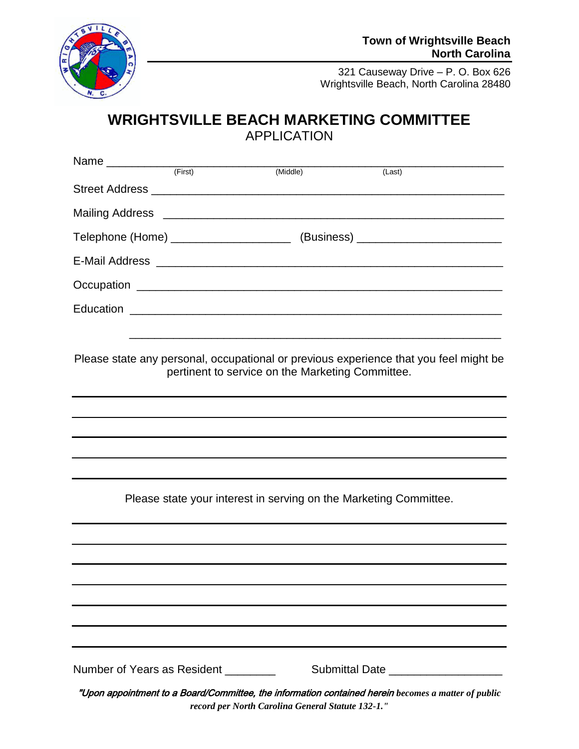**Town of Wrightsville Beach**
**North Carolina**

321 Causeway Drive – P. O. Box 626
Wrightsville Beach, North Carolina 28480

# WRIGHTSVILLE BEACH MARKETING COMMITTEE

## APPLICATION

Name ______________________________________________________________
(First) (Middle) (Last)

Street Address ______________________________________________________

Mailing Address _____________________________________________________

Telephone (Home) __________________ (Business) ______________________

E-Mail Address ______________________________________________________

Occupation _________________________________________________________

Education __________________________________________________________

__________________________________________________________

Please state any personal, occupational or previous experience that you feel might be pertinent to service on the Marketing Committee.

______________________________________________________________________

______________________________________________________________________

______________________________________________________________________

______________________________________________________________________

______________________________________________________________________

Please state your interest in serving on the Marketing Committee.

______________________________________________________________________

______________________________________________________________________

______________________________________________________________________

______________________________________________________________________

______________________________________________________________________

______________________________________________________________________

______________________________________________________________________

Number of Years as Resident ________ Submittal Date _________________

*"Upon appointment to a Board/Committee, the information contained herein **becomes a matter of public record per North Carolina General Statute 132-1."***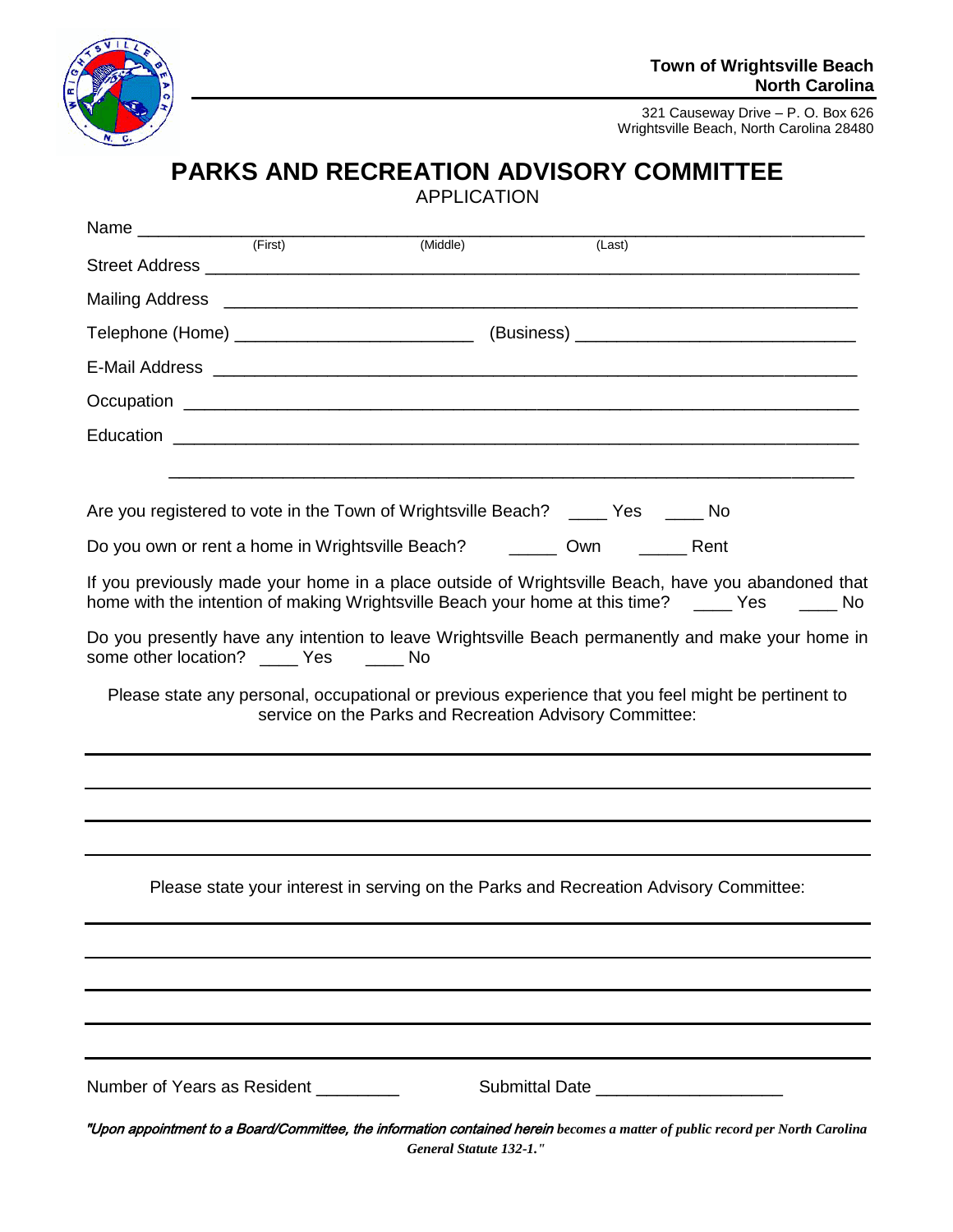**Town of Wrightsville Beach**
**North Carolina**

321 Causeway Drive – P. O. Box 626
Wrightsville Beach, North Carolina 28480

# PARKS AND RECREATION ADVISORY COMMITTEE

APPLICATION

Name ______________________________________________________________________
(First) (Middle) (Last)

Street Address ________________________________________________________________

Mailing Address _______________________________________________________________

Telephone (Home) ________________________ (Business) ____________________________

E-Mail Address ________________________________________________________________

Occupation ___________________________________________________________________

Education ____________________________________________________________________

_____________________________________________________________________________

Are you registered to vote in the Town of Wrightsville Beach? ____ Yes ____ No

Do you own or rent a home in Wrightsville Beach? _____ Own _____ Rent

If you previously made your home in a place outside of Wrightsville Beach, have you abandoned that home with the intention of making Wrightsville Beach your home at this time? ____ Yes ____ No

Do you presently have any intention to leave Wrightsville Beach permanently and make your home in some other location? ____ Yes ____ No

Please state any personal, occupational or previous experience that you feel might be pertinent to service on the Parks and Recreation Advisory Committee:

_____________________________________________________________________________

_____________________________________________________________________________

_____________________________________________________________________________

_____________________________________________________________________________

Please state your interest in serving on the Parks and Recreation Advisory Committee:

_____________________________________________________________________________

_____________________________________________________________________________

_____________________________________________________________________________

_____________________________________________________________________________

_____________________________________________________________________________

Number of Years as Resident ________ Submittal Date ___________________

*"Upon appointment to a Board/Committee, the information contained herein becomes a matter of public record per North Carolina General Statute 132-1."*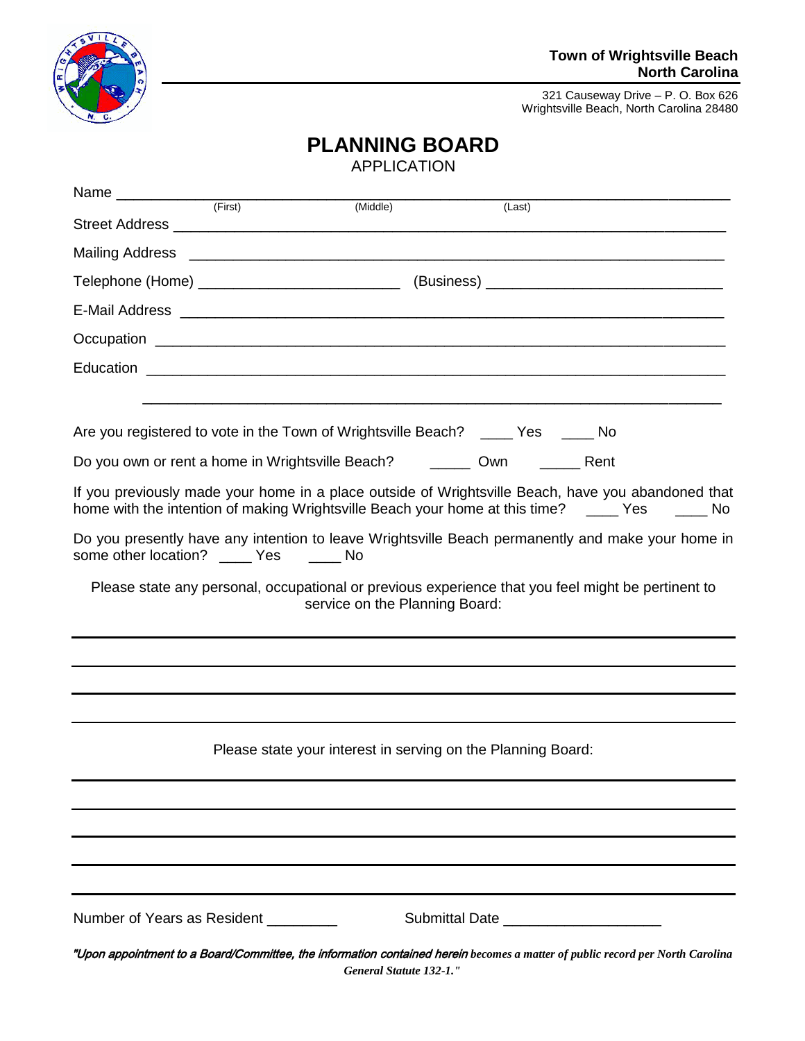**Town of Wrightsville Beach**
**North Carolina**

321 Causeway Drive – P. O. Box 626
Wrightsville Beach, North Carolina 28480

# PLANNING BOARD

APPLICATION

Name ______________________________________________________________
(First) (Middle) (Last)

Street Address ______________________________________________________

Mailing Address _____________________________________________________

Telephone (Home) ________________________ (Business) ____________________________

E-Mail Address ______________________________________________________

Occupation _________________________________________________________

Education __________________________________________________________

_____________________________________________________________________

Are you registered to vote in the Town of Wrightsville Beach? ____ Yes ____ No

Do you own or rent a home in Wrightsville Beach? _____ Own _____ Rent

If you previously made your home in a place outside of Wrightsville Beach, have you abandoned that home with the intention of making Wrightsville Beach your home at this time? ____ Yes ____ No

Do you presently have any intention to leave Wrightsville Beach permanently and make your home in some other location? ____ Yes ____ No

Please state any personal, occupational or previous experience that you feel might be pertinent to service on the Planning Board:

_____________________________________________________________________

_____________________________________________________________________

_____________________________________________________________________

_____________________________________________________________________

Please state your interest in serving on the Planning Board:

_____________________________________________________________________

_____________________________________________________________________

_____________________________________________________________________

_____________________________________________________________________

_____________________________________________________________________

Number of Years as Resident ________ Submittal Date ___________________

*"Upon appointment to a Board/Committee, the information contained herein becomes a matter of public record per North Carolina General Statute 132-1."*